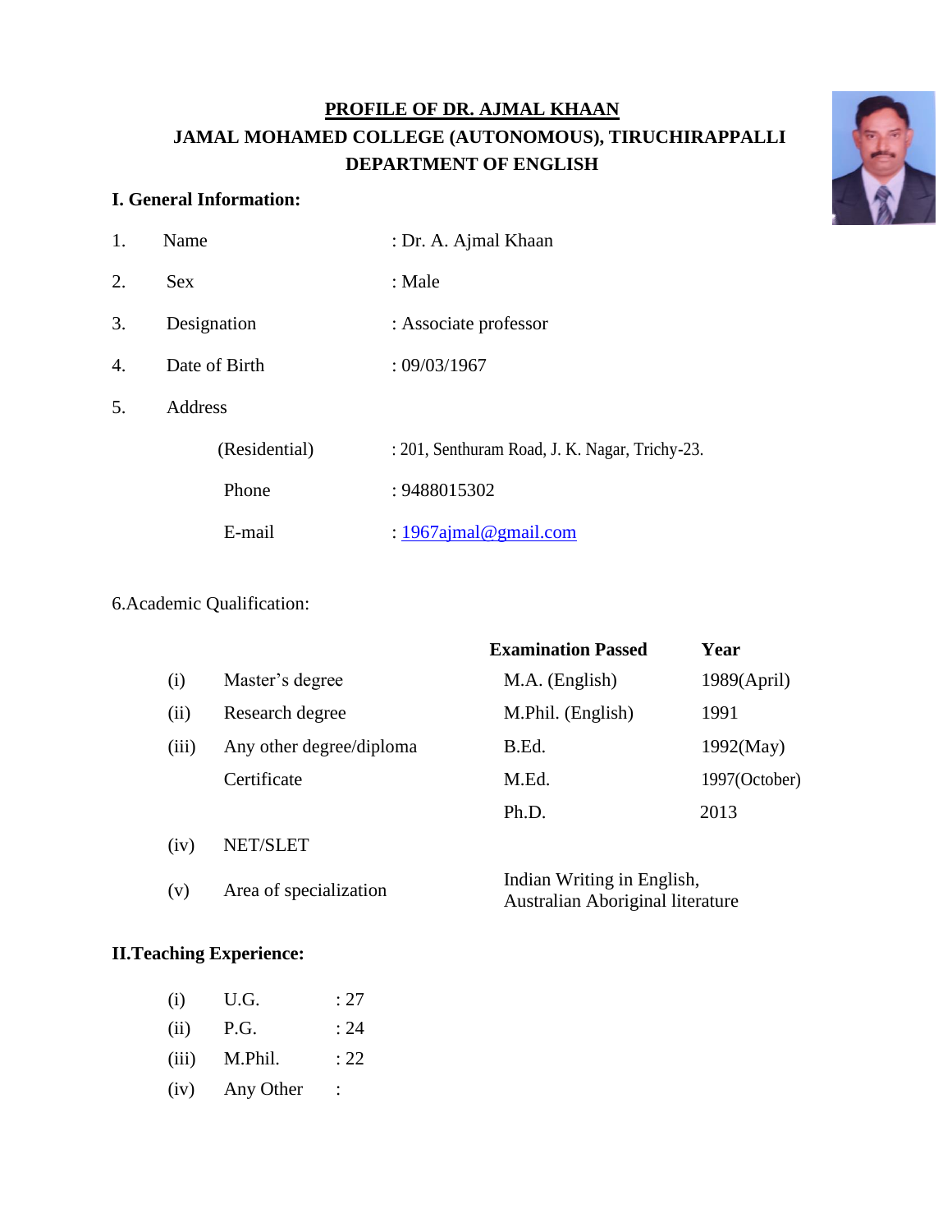# PROFILE OF DR. AJMAL KHAAN

## JAMAL MOHAMED COLLEGE (AUTONOMOUS), TIRUCHIRAPPALLI

## DEPARTMENT OF ENGLISH

### I. General Information:

| | | |
|---|---|---|
| 1. | Name | : Dr. A. Ajmal Khaan |
| 2. | Sex | : Male |
| 3. | Designation | : Associate professor |
| 4. | Date of Birth | : 09/03/1967 |
| 5. | Address | |
| | (Residential) | : 201, Senthuram Road, J. K. Nagar, Trichy-23. |
| | Phone | : 9488015302 |
| | E-mail | : 1967ajmal@gmail.com |

6.Academic Qualification:

| | | Examination Passed | Year |
|---|---|---|---|
| (i) | Master's degree | M.A. (English) | 1989(April) |
| (ii) | Research degree | M.Phil. (English) | 1991 |
| (iii) | Any other degree/diploma | B.Ed. | 1992(May) |
| | Certificate | M.Ed. | 1997(October) |
| | | Ph.D. | 2013 |
| (iv) | NET/SLET | | |
| (v) | Area of specialization | Indian Writing in English, Australian Aboriginal literature | |

### II.Teaching Experience:

| | | |
|---|---|---|
| (i) | U.G. | : 27 |
| (ii) | P.G. | : 24 |
| (iii) | M.Phil. | : 22 |
| (iv) | Any Other | : |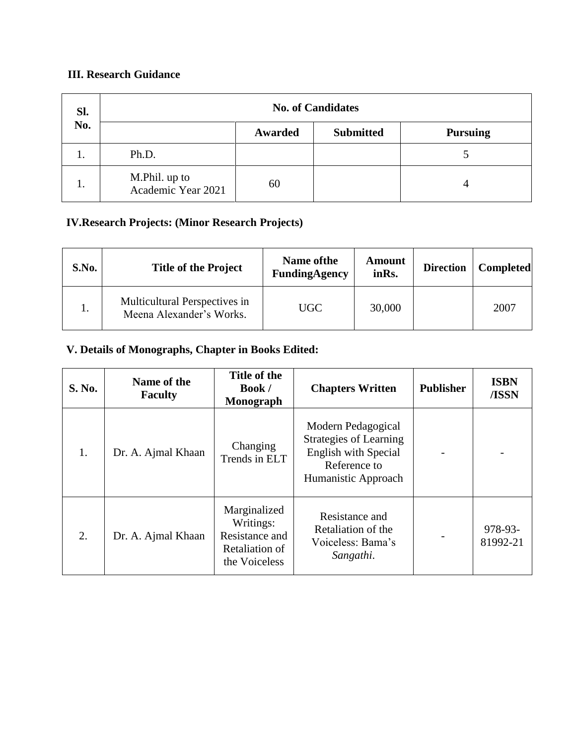### III. Research Guidance

| Sl. No. | No. of Candidates | | | |
|---|---|---|---|---|
| | | Awarded | Submitted | Pursuing |
| 1. | Ph.D. | | | 5 |
| 1. | M.Phil. up to Academic Year 2021 | 60 | | 4 |

### IV.Research Projects: (Minor Research Projects)

| S.No. | Title of the Project | Name ofthe FundingAgency | Amount inRs. | Direction | Completed |
|---|---|---|---|---|---|
| 1. | Multicultural Perspectives in Meena Alexander's Works. | UGC | 30,000 | | 2007 |

### V. Details of Monographs, Chapter in Books Edited:

| S. No. | Name of the Faculty | Title of the Book / Monograph | Chapters Written | Publisher | ISBN /ISSN |
|---|---|---|---|---|---|
| 1. | Dr. A. Ajmal Khaan | Changing Trends in ELT | Modern Pedagogical Strategies of Learning English with Special Reference to Humanistic Approach | - | - |
| 2. | Dr. A. Ajmal Khaan | Marginalized Writings: Resistance and Retaliation of the Voiceless | Resistance and Retaliation of the Voiceless: Bama's *Sangathi*. | - | 978-93-81992-21 |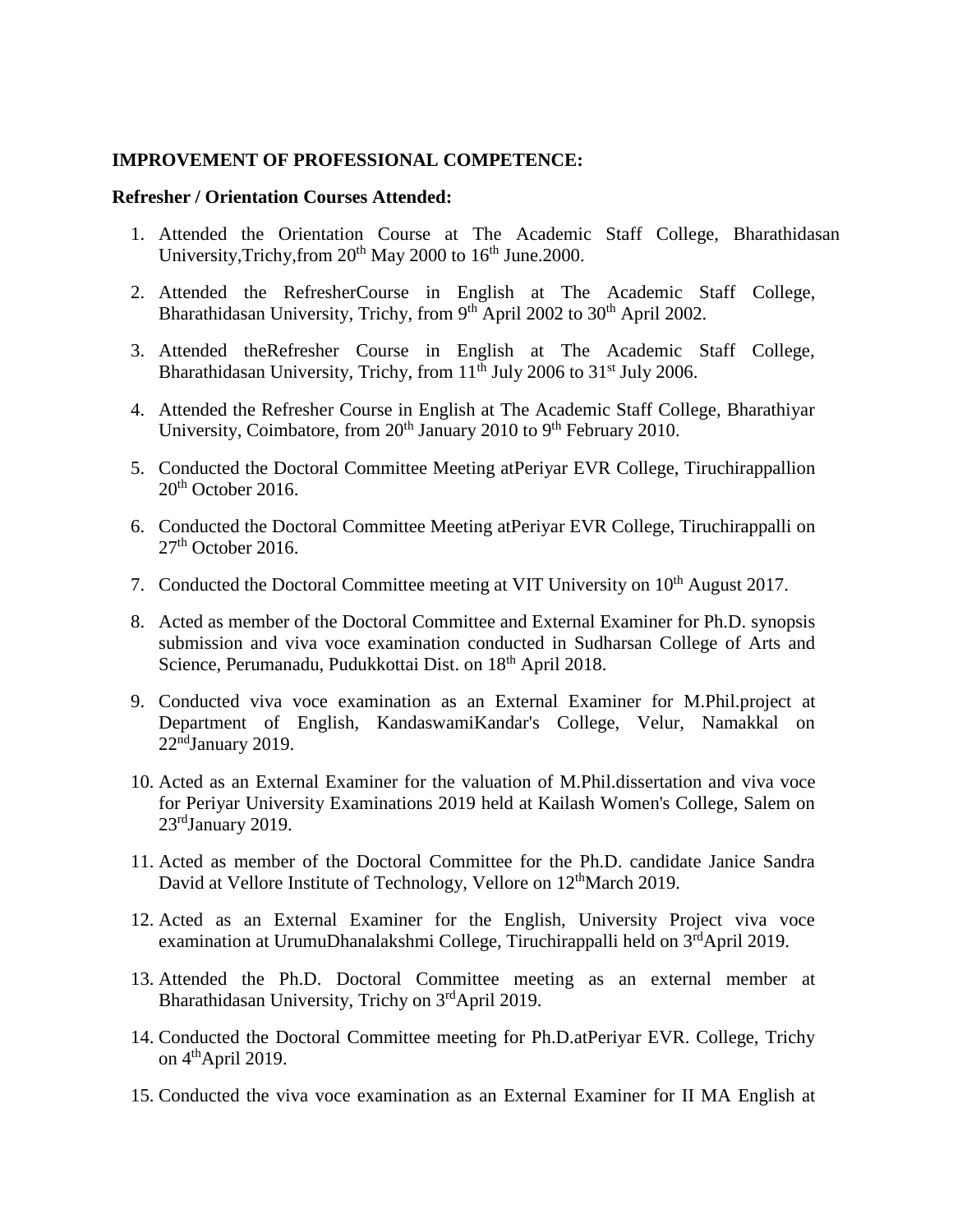**IMPROVEMENT OF PROFESSIONAL COMPETENCE:**

**Refresher / Orientation Courses Attended:**

1. Attended the Orientation Course at The Academic Staff College, Bharathidasan University,Trichy,from 20th May 2000 to 16th June.2000.
2. Attended the RefresherCourse in English at The Academic Staff College, Bharathidasan University, Trichy, from 9th April 2002 to 30th April 2002.
3. Attended theRefresher Course in English at The Academic Staff College, Bharathidasan University, Trichy, from 11th July 2006 to 31st July 2006.
4. Attended the Refresher Course in English at The Academic Staff College, Bharathiyar University, Coimbatore, from 20th January 2010 to 9th February 2010.
5. Conducted the Doctoral Committee Meeting atPeriyar EVR College, Tiruchirappallion 20th October 2016.
6. Conducted the Doctoral Committee Meeting atPeriyar EVR College, Tiruchirappalli on 27th October 2016.
7. Conducted the Doctoral Committee meeting at VIT University on 10th August 2017.
8. Acted as member of the Doctoral Committee and External Examiner for Ph.D. synopsis submission and viva voce examination conducted in Sudharsan College of Arts and Science, Perumanadu, Pudukkottai Dist. on 18th April 2018.
9. Conducted viva voce examination as an External Examiner for M.Phil.project at Department of English, KandaswamiKandar's College, Velur, Namakkal on 22ndJanuary 2019.
10. Acted as an External Examiner for the valuation of M.Phil.dissertation and viva voce for Periyar University Examinations 2019 held at Kailash Women's College, Salem on 23rdJanuary 2019.
11. Acted as member of the Doctoral Committee for the Ph.D. candidate Janice Sandra David at Vellore Institute of Technology, Vellore on 12thMarch 2019.
12. Acted as an External Examiner for the English, University Project viva voce examination at UrumuDhanalakshmi College, Tiruchirappalli held on 3rdApril 2019.
13. Attended the Ph.D. Doctoral Committee meeting as an external member at Bharathidasan University, Trichy on 3rdApril 2019.
14. Conducted the Doctoral Committee meeting for Ph.D.atPeriyar EVR. College, Trichy on 4thApril 2019.
15. Conducted the viva voce examination as an External Examiner for II MA English at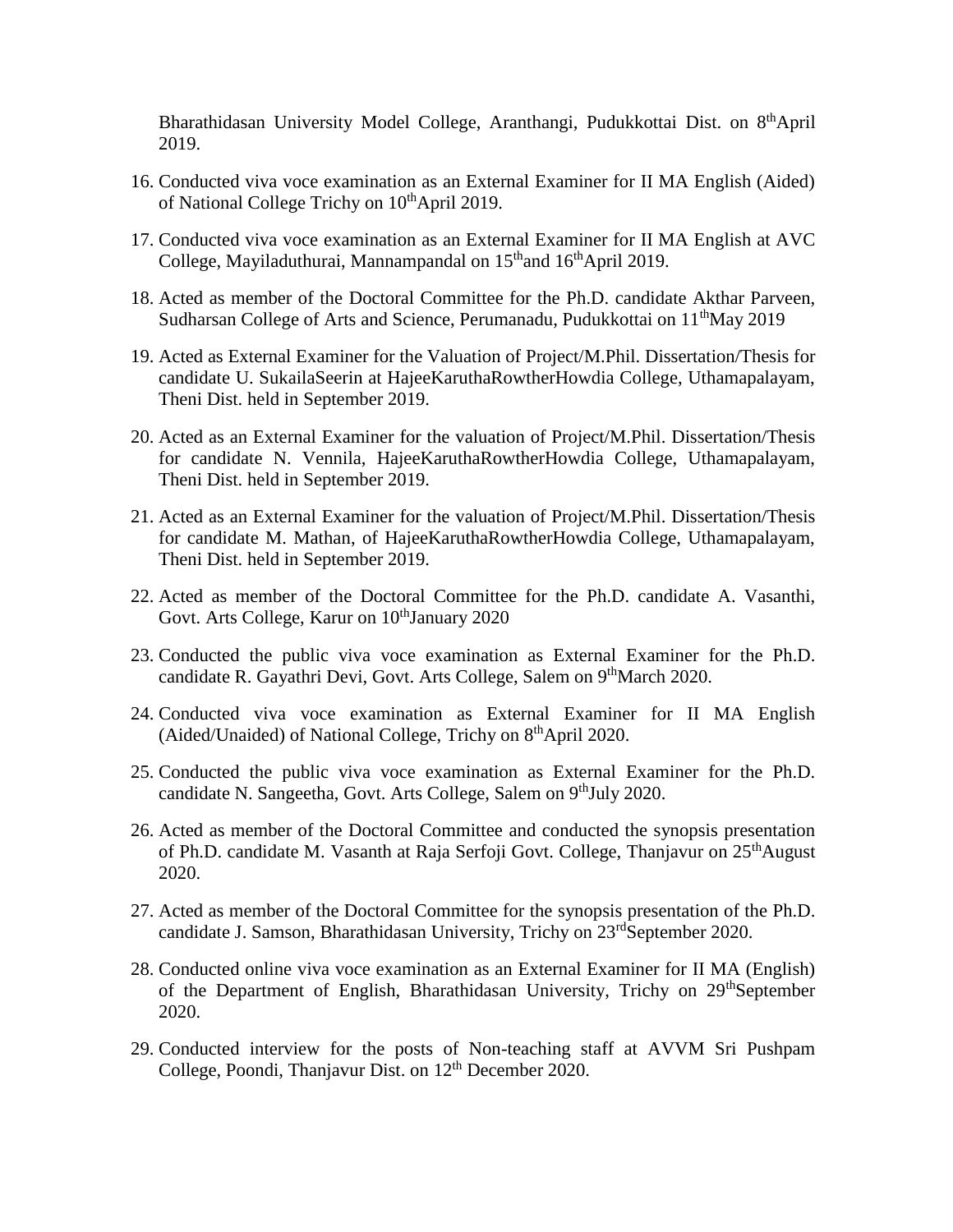Bharathidasan University Model College, Aranthangi, Pudukkottai Dist. on 8th April 2019.

16. Conducted viva voce examination as an External Examiner for II MA English (Aided) of National College Trichy on 10th April 2019.
17. Conducted viva voce examination as an External Examiner for II MA English at AVC College, Mayiladuthurai, Mannampandal on 15th and 16th April 2019.
18. Acted as member of the Doctoral Committee for the Ph.D. candidate Akthar Parveen, Sudharsan College of Arts and Science, Perumanadu, Pudukkottai on 11th May 2019
19. Acted as External Examiner for the Valuation of Project/M.Phil. Dissertation/Thesis for candidate U. SukailaSeerin at HajeeKaruthaRowtherHowdia College, Uthamapalayam, Theni Dist. held in September 2019.
20. Acted as an External Examiner for the valuation of Project/M.Phil. Dissertation/Thesis for candidate N. Vennila, HajeeKaruthaRowtherHowdia College, Uthamapalayam, Theni Dist. held in September 2019.
21. Acted as an External Examiner for the valuation of Project/M.Phil. Dissertation/Thesis for candidate M. Mathan, of HajeeKaruthaRowtherHowdia College, Uthamapalayam, Theni Dist. held in September 2019.
22. Acted as member of the Doctoral Committee for the Ph.D. candidate A. Vasanthi, Govt. Arts College, Karur on 10th January 2020
23. Conducted the public viva voce examination as External Examiner for the Ph.D. candidate R. Gayathri Devi, Govt. Arts College, Salem on 9th March 2020.
24. Conducted viva voce examination as External Examiner for II MA English (Aided/Unaided) of National College, Trichy on 8th April 2020.
25. Conducted the public viva voce examination as External Examiner for the Ph.D. candidate N. Sangeetha, Govt. Arts College, Salem on 9th July 2020.
26. Acted as member of the Doctoral Committee and conducted the synopsis presentation of Ph.D. candidate M. Vasanth at Raja Serfoji Govt. College, Thanjavur on 25th August 2020.
27. Acted as member of the Doctoral Committee for the synopsis presentation of the Ph.D. candidate J. Samson, Bharathidasan University, Trichy on 23rd September 2020.
28. Conducted online viva voce examination as an External Examiner for II MA (English) of the Department of English, Bharathidasan University, Trichy on 29th September 2020.
29. Conducted interview for the posts of Non-teaching staff at AVVM Sri Pushpam College, Poondi, Thanjavur Dist. on 12th December 2020.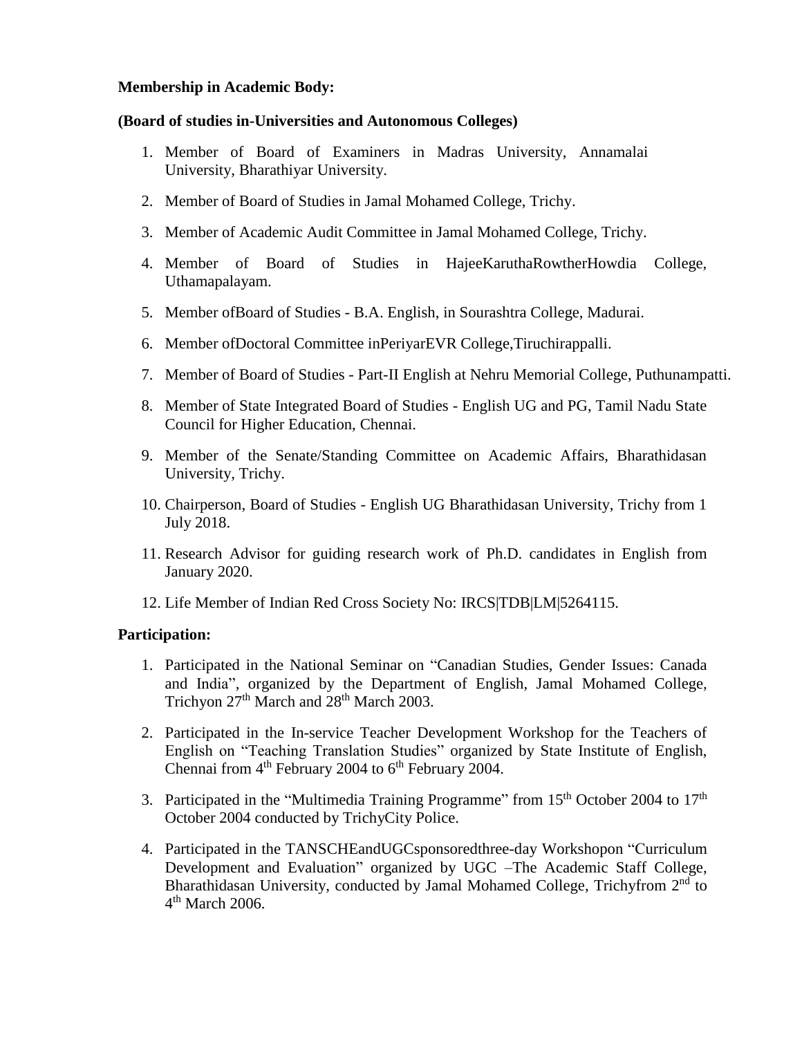**Membership in Academic Body:**

**(Board of studies in-Universities and Autonomous Colleges)**

1. Member of Board of Examiners in Madras University, Annamalai University, Bharathiyar University.
2. Member of Board of Studies in Jamal Mohamed College, Trichy.
3. Member of Academic Audit Committee in Jamal Mohamed College, Trichy.
4. Member of Board of Studies in HajeeKaruthaRowtherHowdia College, Uthamapalayam.
5. Member ofBoard of Studies - B.A. English, in Sourashtra College, Madurai.
6. Member ofDoctoral Committee inPeriyarEVR College,Tiruchirappalli.
7. Member of Board of Studies - Part-II English at Nehru Memorial College, Puthunampatti.
8. Member of State Integrated Board of Studies - English UG and PG, Tamil Nadu State Council for Higher Education, Chennai.
9. Member of the Senate/Standing Committee on Academic Affairs, Bharathidasan University, Trichy.
10. Chairperson, Board of Studies - English UG Bharathidasan University, Trichy from 1 July 2018.
11. Research Advisor for guiding research work of Ph.D. candidates in English from January 2020.
12. Life Member of Indian Red Cross Society No: IRCS|TDB|LM|5264115.

**Participation:**

1. Participated in the National Seminar on "Canadian Studies, Gender Issues: Canada and India", organized by the Department of English, Jamal Mohamed College, Trichyon 27th March and 28th March 2003.
2. Participated in the In-service Teacher Development Workshop for the Teachers of English on "Teaching Translation Studies" organized by State Institute of English, Chennai from 4th February 2004 to 6th February 2004.
3. Participated in the "Multimedia Training Programme" from 15th October 2004 to 17th October 2004 conducted by TrichyCity Police.
4. Participated in the TANSCHEandUGCsponsoredthree-day Workshopon "Curriculum Development and Evaluation" organized by UGC –The Academic Staff College, Bharathidasan University, conducted by Jamal Mohamed College, Trichyfrom 2nd to 4th March 2006.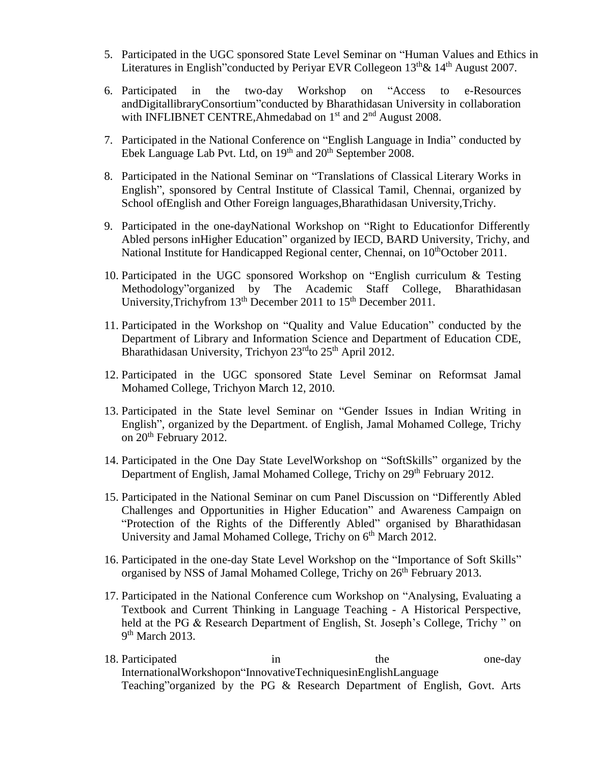5. Participated in the UGC sponsored State Level Seminar on “Human Values and Ethics in Literatures in English”conducted by Periyar EVR Collegeon 13th& 14th August 2007.

6. Participated in the two-day Workshop on “Access to e-Resources andDigitallibraryConsortium”conducted by Bharathidasan University in collaboration with INFLIBNET CENTRE,Ahmedabad on 1st and 2nd August 2008.

7. Participated in the National Conference on “English Language in India” conducted by Ebek Language Lab Pvt. Ltd, on 19th and 20th September 2008.

8. Participated in the National Seminar on “Translations of Classical Literary Works in English”, sponsored by Central Institute of Classical Tamil, Chennai, organized by School ofEnglish and Other Foreign languages,Bharathidasan University,Trichy.

9. Participated in the one-dayNational Workshop on “Right to Educationfor Differently Abled persons inHigher Education” organized by IECD, BARD University, Trichy, and National Institute for Handicapped Regional center, Chennai, on 10thOctober 2011.

10. Participated in the UGC sponsored Workshop on “English curriculum & Testing Methodology”organized by The Academic Staff College, Bharathidasan University,Trichyfrom 13th December 2011 to 15th December 2011.

11. Participated in the Workshop on “Quality and Value Education” conducted by the Department of Library and Information Science and Department of Education CDE, Bharathidasan University, Trichyon 23rdto 25th April 2012.

12. Participated in the UGC sponsored State Level Seminar on Reformsat Jamal Mohamed College, Trichyon March 12, 2010.

13. Participated in the State level Seminar on “Gender Issues in Indian Writing in English”, organized by the Department. of English, Jamal Mohamed College, Trichy on 20th February 2012.

14. Participated in the One Day State LevelWorkshop on “SoftSkills” organized by the Department of English, Jamal Mohamed College, Trichy on 29th February 2012.

15. Participated in the National Seminar on cum Panel Discussion on “Differently Abled Challenges and Opportunities in Higher Education” and Awareness Campaign on “Protection of the Rights of the Differently Abled” organised by Bharathidasan University and Jamal Mohamed College, Trichy on 6th March 2012.

16. Participated in the one-day State Level Workshop on the “Importance of Soft Skills” organised by NSS of Jamal Mohamed College, Trichy on 26th February 2013.

17. Participated in the National Conference cum Workshop on “Analysing, Evaluating a Textbook and Current Thinking in Language Teaching - A Historical Perspective, held at the PG & Research Department of English, St. Joseph’s College, Trichy ” on 9th March 2013.

18. Participated in the one-day InternationalWorkshopon“InnovativeTechniquesinEnglishLanguage Teaching”organized by the PG & Research Department of English, Govt. Arts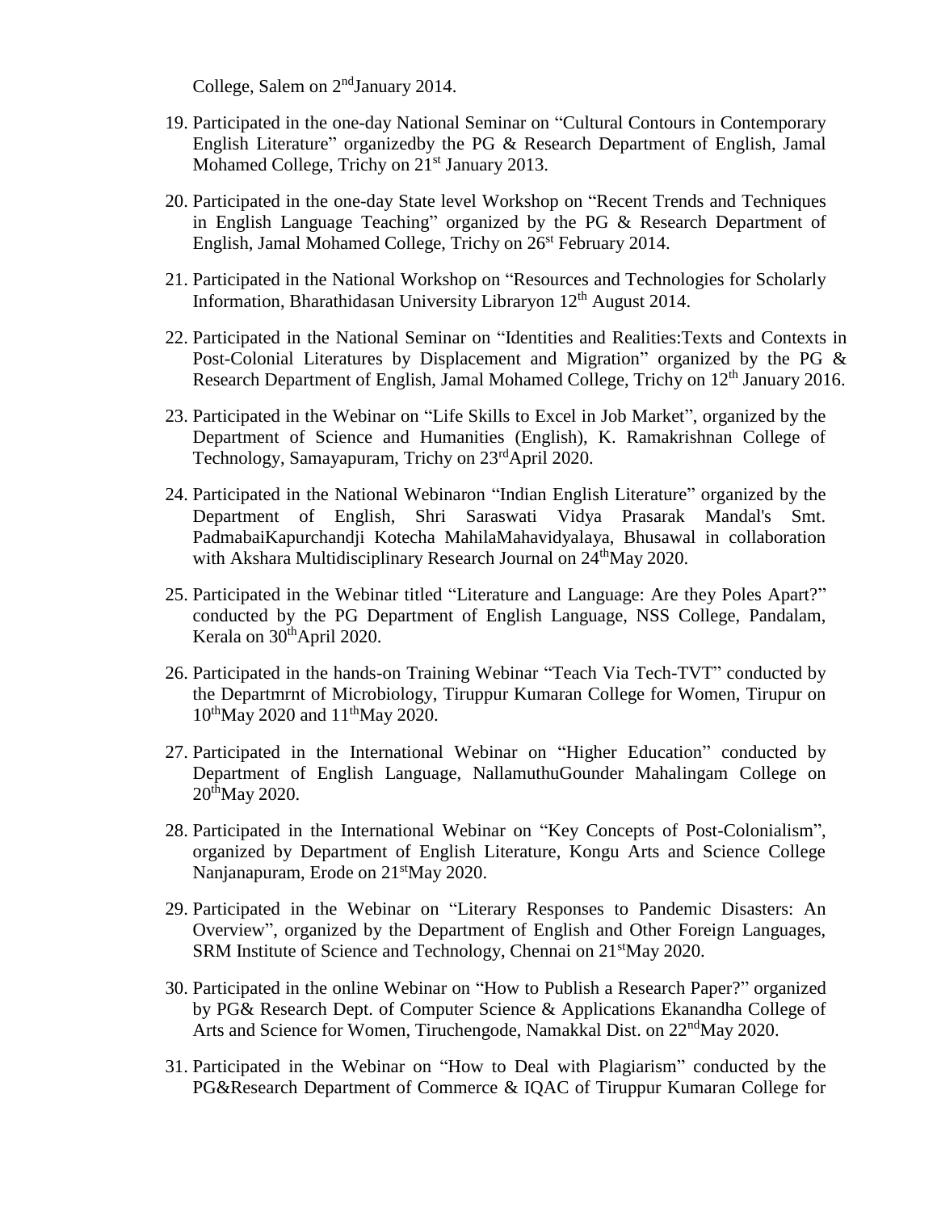College, Salem on 2nd January 2014.

19. Participated in the one-day National Seminar on "Cultural Contours in Contemporary English Literature" organizedby the PG & Research Department of English, Jamal Mohamed College, Trichy on 21st January 2013.
20. Participated in the one-day State level Workshop on "Recent Trends and Techniques in English Language Teaching" organized by the PG & Research Department of English, Jamal Mohamed College, Trichy on 26st February 2014.
21. Participated in the National Workshop on "Resources and Technologies for Scholarly Information, Bharathidasan University Libraryon 12th August 2014.
22. Participated in the National Seminar on "Identities and Realities:Texts and Contexts in Post-Colonial Literatures by Displacement and Migration" organized by the PG & Research Department of English, Jamal Mohamed College, Trichy on 12th January 2016.
23. Participated in the Webinar on "Life Skills to Excel in Job Market", organized by the Department of Science and Humanities (English), K. Ramakrishnan College of Technology, Samayapuram, Trichy on 23rd April 2020.
24. Participated in the National Webinaron "Indian English Literature" organized by the Department of English, Shri Saraswati Vidya Prasarak Mandal's Smt. PadmabaiKapurchandji Kotecha MahilaMahavidyalaya, Bhusawal in collaboration with Akshara Multidisciplinary Research Journal on 24th May 2020.
25. Participated in the Webinar titled "Literature and Language: Are they Poles Apart?" conducted by the PG Department of English Language, NSS College, Pandalam, Kerala on 30th April 2020.
26. Participated in the hands-on Training Webinar "Teach Via Tech-TVT" conducted by the Departmrnt of Microbiology, Tiruppur Kumaran College for Women, Tirupur on 10th May 2020 and 11th May 2020.
27. Participated in the International Webinar on "Higher Education" conducted by Department of English Language, NallamuthuGounder Mahalingam College on 20th May 2020.
28. Participated in the International Webinar on "Key Concepts of Post-Colonialism", organized by Department of English Literature, Kongu Arts and Science College Nanjanapuram, Erode on 21st May 2020.
29. Participated in the Webinar on "Literary Responses to Pandemic Disasters: An Overview", organized by the Department of English and Other Foreign Languages, SRM Institute of Science and Technology, Chennai on 21st May 2020.
30. Participated in the online Webinar on "How to Publish a Research Paper?" organized by PG& Research Dept. of Computer Science & Applications Ekanandha College of Arts and Science for Women, Tiruchengode, Namakkal Dist. on 22nd May 2020.
31. Participated in the Webinar on "How to Deal with Plagiarism" conducted by the PG&Research Department of Commerce & IQAC of Tiruppur Kumaran College for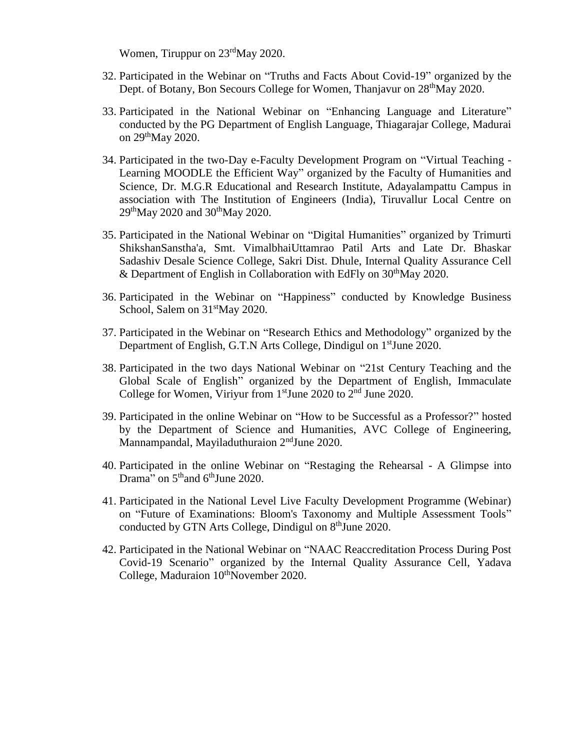Women, Tiruppur on 23rdMay 2020.

32. Participated in the Webinar on "Truths and Facts About Covid-19" organized by the Dept. of Botany, Bon Secours College for Women, Thanjavur on 28thMay 2020.

33. Participated in the National Webinar on "Enhancing Language and Literature" conducted by the PG Department of English Language, Thiagarajar College, Madurai on 29thMay 2020.

34. Participated in the two-Day e-Faculty Development Program on "Virtual Teaching - Learning MOODLE the Efficient Way" organized by the Faculty of Humanities and Science, Dr. M.G.R Educational and Research Institute, Adayalampattu Campus in association with The Institution of Engineers (India), Tiruvallur Local Centre on 29thMay 2020 and 30thMay 2020.

35. Participated in the National Webinar on "Digital Humanities" organized by Trimurti ShikshanSanstha'a, Smt. VimalbhaiUttamrao Patil Arts and Late Dr. Bhaskar Sadashiv Desale Science College, Sakri Dist. Dhule, Internal Quality Assurance Cell & Department of English in Collaboration with EdFly on 30thMay 2020.

36. Participated in the Webinar on "Happiness" conducted by Knowledge Business School, Salem on 31stMay 2020.

37. Participated in the Webinar on "Research Ethics and Methodology" organized by the Department of English, G.T.N Arts College, Dindigul on 1stJune 2020.

38. Participated in the two days National Webinar on "21st Century Teaching and the Global Scale of English" organized by the Department of English, Immaculate College for Women, Viriyur from 1stJune 2020 to 2nd June 2020.

39. Participated in the online Webinar on "How to be Successful as a Professor?" hosted by the Department of Science and Humanities, AVC College of Engineering, Mannampandal, Mayiladuthuraion 2ndJune 2020.

40. Participated in the online Webinar on "Restaging the Rehearsal - A Glimpse into Drama" on 5thand 6thJune 2020.

41. Participated in the National Level Live Faculty Development Programme (Webinar) on "Future of Examinations: Bloom's Taxonomy and Multiple Assessment Tools" conducted by GTN Arts College, Dindigul on 8thJune 2020.

42. Participated in the National Webinar on "NAAC Reaccreditation Process During Post Covid-19 Scenario" organized by the Internal Quality Assurance Cell, Yadava College, Maduraion 10thNovember 2020.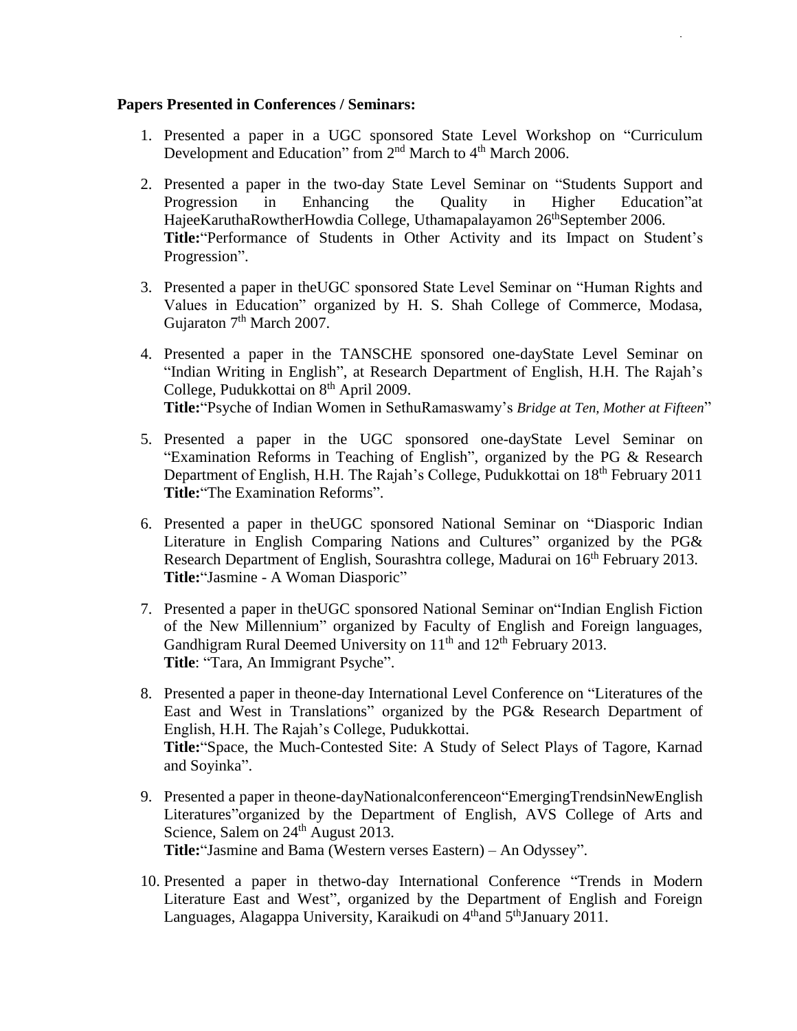**Papers Presented in Conferences / Seminars:**

1. Presented a paper in a UGC sponsored State Level Workshop on "Curriculum Development and Education" from 2nd March to 4th March 2006.
2. Presented a paper in the two-day State Level Seminar on "Students Support and Progression in Enhancing the Quality in Higher Education"at HajeeKaruthaRowtherHowdia College, Uthamapalayamon 26thSeptember 2006.
   **Title:**"Performance of Students in Other Activity and its Impact on Student's Progression".
3. Presented a paper in theUGC sponsored State Level Seminar on "Human Rights and Values in Education" organized by H. S. Shah College of Commerce, Modasa, Gujaraton 7th March 2007.
4. Presented a paper in the TANSCHE sponsored one-dayState Level Seminar on "Indian Writing in English", at Research Department of English, H.H. The Rajah's College, Pudukkottai on 8th April 2009.
   **Title:**"Psyche of Indian Women in SethuRamaswamy's *Bridge at Ten, Mother at Fifteen*"
5. Presented a paper in the UGC sponsored one-dayState Level Seminar on "Examination Reforms in Teaching of English", organized by the PG & Research Department of English, H.H. The Rajah's College, Pudukkottai on 18th February 2011
   **Title:**"The Examination Reforms".
6. Presented a paper in theUGC sponsored National Seminar on "Diasporic Indian Literature in English Comparing Nations and Cultures" organized by the PG& Research Department of English, Sourashtra college, Madurai on 16th February 2013.
   **Title:**"Jasmine - A Woman Diasporic"
7. Presented a paper in theUGC sponsored National Seminar on"Indian English Fiction of the New Millennium" organized by Faculty of English and Foreign languages, Gandhigram Rural Deemed University on 11th and 12th February 2013.
   **Title**: "Tara, An Immigrant Psyche".
8. Presented a paper in theone-day International Level Conference on "Literatures of the East and West in Translations" organized by the PG& Research Department of English, H.H. The Rajah's College, Pudukkottai.
   **Title:**"Space, the Much-Contested Site: A Study of Select Plays of Tagore, Karnad and Soyinka".
9. Presented a paper in theone-dayNationalconferenceon"EmergingTrendsinNewEnglish Literatures"organized by the Department of English, AVS College of Arts and Science, Salem on 24th August 2013.
   **Title:**"Jasmine and Bama (Western verses Eastern) – An Odyssey".
10. Presented a paper in thetwo-day International Conference "Trends in Modern Literature East and West", organized by the Department of English and Foreign Languages, Alagappa University, Karaikudi on 4thand 5thJanuary 2011.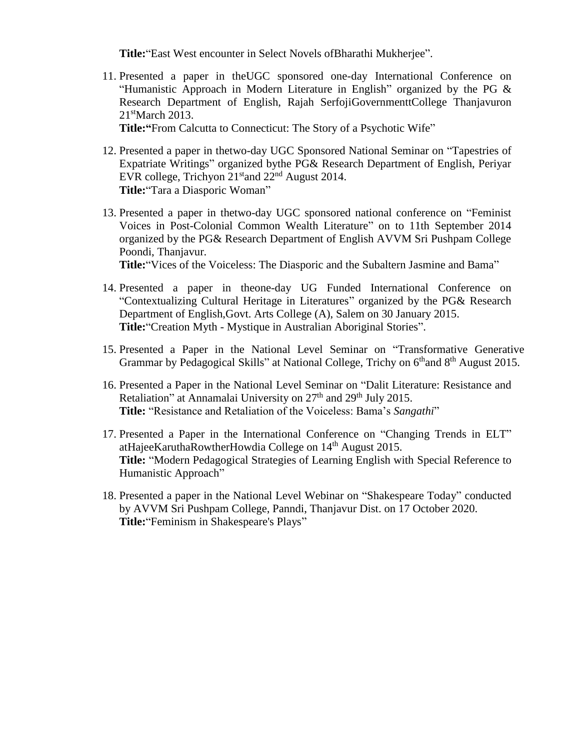**Title:**"East West encounter in Select Novels ofBharathi Mukherjee".

11. Presented a paper in theUGC sponsored one-day International Conference on "Humanistic Approach in Modern Literature in English" organized by the PG & Research Department of English, Rajah SerfojiGovernmenttCollege Thanjavuron 21stMarch 2013.
    **Title:"**From Calcutta to Connecticut: The Story of a Psychotic Wife"

12. Presented a paper in thetwo-day UGC Sponsored National Seminar on "Tapestries of Expatriate Writings" organized bythe PG& Research Department of English, Periyar EVR college, Trichyon 21stand 22nd August 2014.
    **Title:**"Tara a Diasporic Woman"

13. Presented a paper in thetwo-day UGC sponsored national conference on "Feminist Voices in Post-Colonial Common Wealth Literature" on to 11th September 2014 organized by the PG& Research Department of English AVVM Sri Pushpam College Poondi, Thanjavur.
    **Title:**"Vices of the Voiceless: The Diasporic and the Subaltern Jasmine and Bama"

14. Presented a paper in theone-day UG Funded International Conference on "Contextualizing Cultural Heritage in Literatures" organized by the PG& Research Department of English,Govt. Arts College (A), Salem on 30 January 2015.
    **Title:**"Creation Myth - Mystique in Australian Aboriginal Stories".

15. Presented a Paper in the National Level Seminar on "Transformative Generative Grammar by Pedagogical Skills" at National College, Trichy on 6thand 8th August 2015.

16. Presented a Paper in the National Level Seminar on "Dalit Literature: Resistance and Retaliation" at Annamalai University on 27th and 29th July 2015.
    **Title:** "Resistance and Retaliation of the Voiceless: Bama's *Sangathi*"

17. Presented a Paper in the International Conference on "Changing Trends in ELT" atHajeeKaruthaRowtherHowdia College on 14th August 2015.
    **Title:** "Modern Pedagogical Strategies of Learning English with Special Reference to Humanistic Approach"

18. Presented a paper in the National Level Webinar on "Shakespeare Today" conducted by AVVM Sri Pushpam College, Panndi, Thanjavur Dist. on 17 October 2020.
    **Title:**"Feminism in Shakespeare's Plays"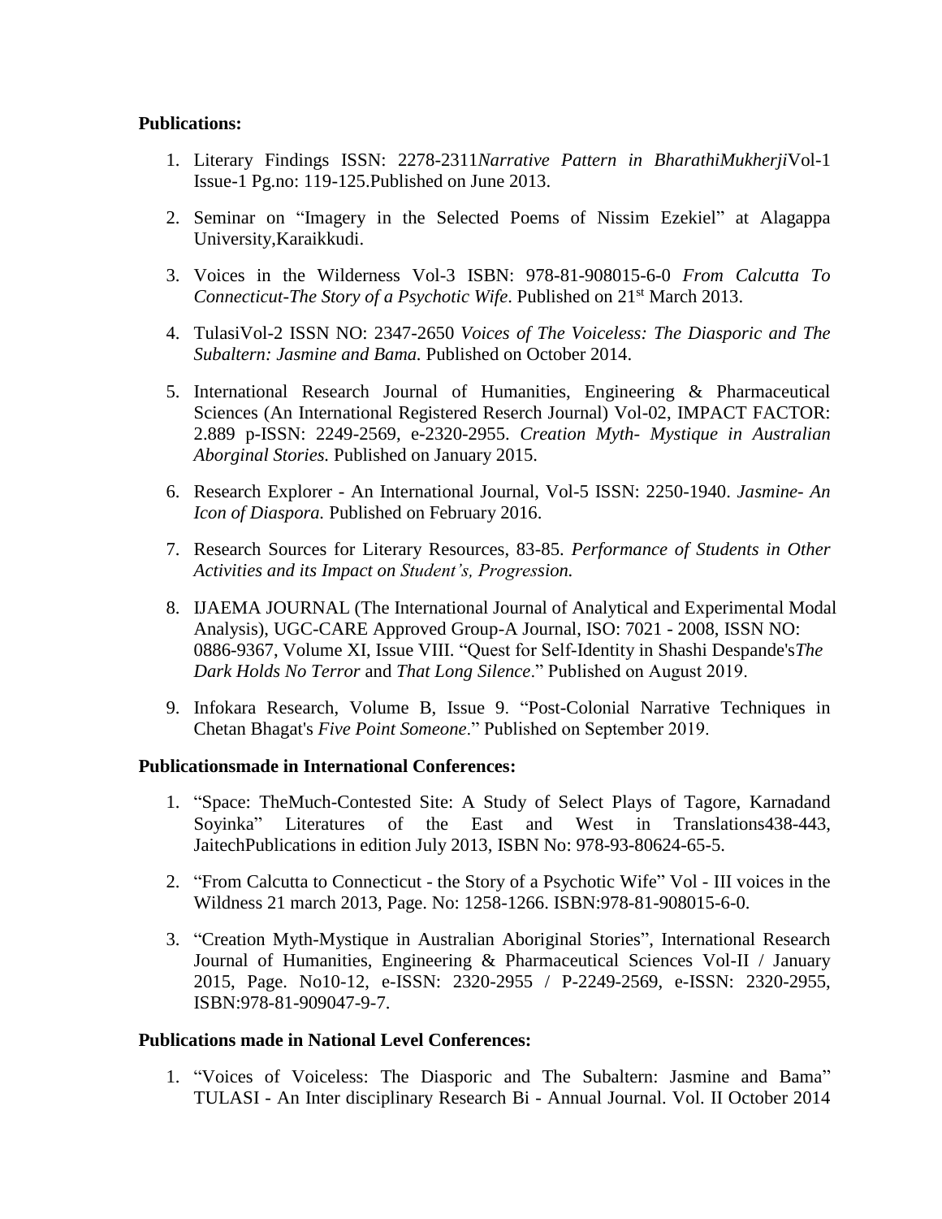**Publications:**

1. Literary Findings ISSN: 2278-2311*Narrative Pattern in BharathiMukherji*Vol-1 Issue-1 Pg.no: 119-125.Published on June 2013.

2. Seminar on "Imagery in the Selected Poems of Nissim Ezekiel" at Alagappa University,Karaikkudi.

3. Voices in the Wilderness Vol-3 ISBN: 978-81-908015-6-0 *From Calcutta To Connecticut-The Story of a Psychotic Wife*. Published on 21st March 2013.

4. TulasiVol-2 ISSN NO: 2347-2650 *Voices of The Voiceless: The Diasporic and The Subaltern: Jasmine and Bama.* Published on October 2014.

5. International Research Journal of Humanities, Engineering & Pharmaceutical Sciences (An International Registered Reserch Journal) Vol-02, IMPACT FACTOR: 2.889 p-ISSN: 2249-2569, e-2320-2955. *Creation Myth- Mystique in Australian Aborginal Stories.* Published on January 2015.

6. Research Explorer - An International Journal, Vol-5 ISSN: 2250-1940. *Jasmine- An Icon of Diaspora.* Published on February 2016.

7. Research Sources for Literary Resources, 83-85. *Performance of Students in Other Activities and its Impact on Student's, Progression.*

8. IJAEMA JOURNAL (The International Journal of Analytical and Experimental Modal Analysis), UGC-CARE Approved Group-A Journal, ISO: 7021 - 2008, ISSN NO: 0886-9367, Volume XI, Issue VIII. "Quest for Self-Identity in Shashi Despande's*The Dark Holds No Terror* and *That Long Silence*." Published on August 2019.

9. Infokara Research, Volume B, Issue 9. "Post-Colonial Narrative Techniques in Chetan Bhagat's *Five Point Someone*." Published on September 2019.

**Publicationsmade in International Conferences:**

1. "Space: TheMuch-Contested Site: A Study of Select Plays of Tagore, Karnadand Soyinka" Literatures of the East and West in Translations438-443, JaitechPublications in edition July 2013, ISBN No: 978-93-80624-65-5.

2. "From Calcutta to Connecticut - the Story of a Psychotic Wife" Vol - III voices in the Wildness 21 march 2013, Page. No: 1258-1266. ISBN:978-81-908015-6-0.

3. "Creation Myth-Mystique in Australian Aboriginal Stories", International Research Journal of Humanities, Engineering & Pharmaceutical Sciences Vol-II / January 2015, Page. No10-12, e-ISSN: 2320-2955 / P-2249-2569, e-ISSN: 2320-2955, ISBN:978-81-909047-9-7.

**Publications made in National Level Conferences:**

1. "Voices of Voiceless: The Diasporic and The Subaltern: Jasmine and Bama" TULASI - An Inter disciplinary Research Bi - Annual Journal. Vol. II October 2014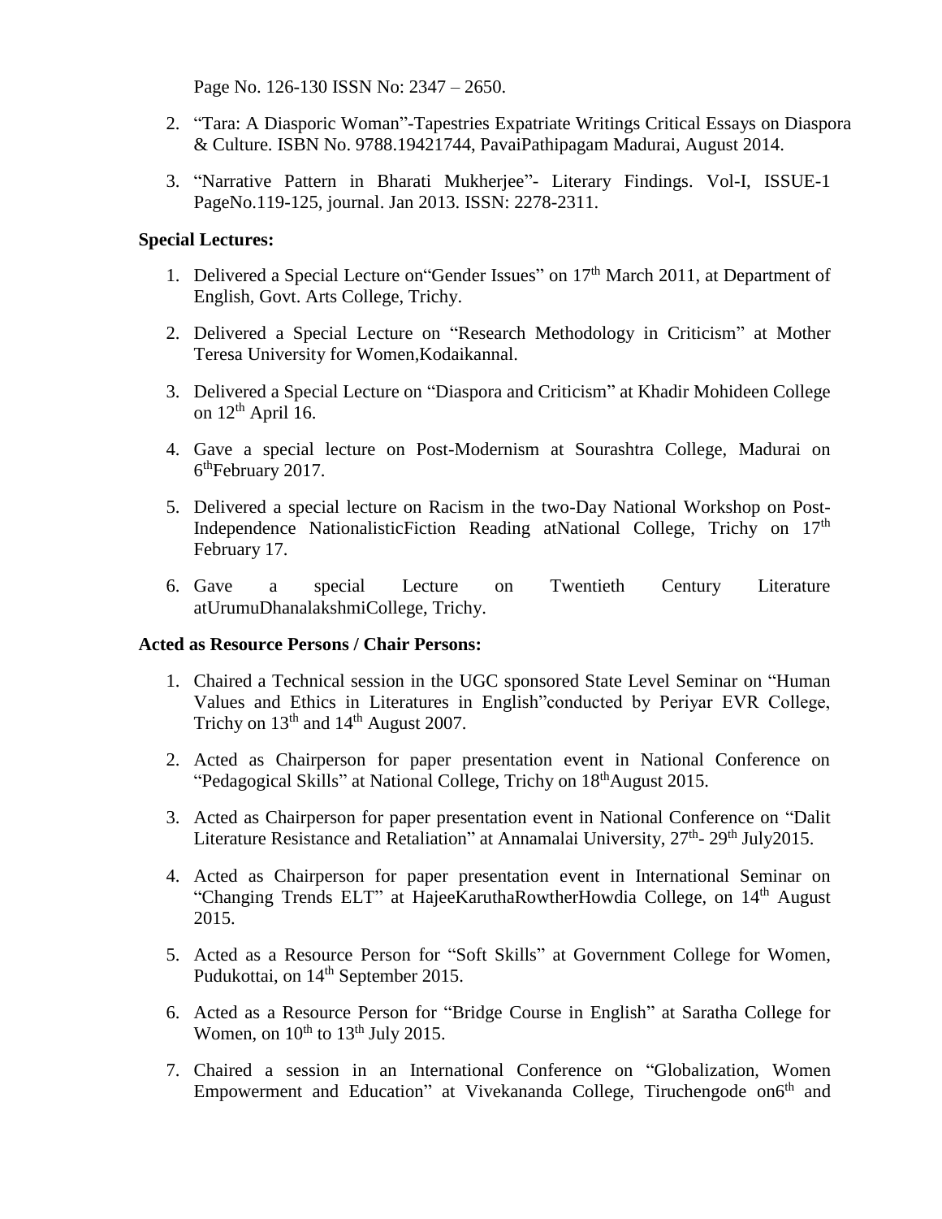Page No. 126-130 ISSN No: 2347 – 2650.

2. "Tara: A Diasporic Woman"-Tapestries Expatriate Writings Critical Essays on Diaspora & Culture. ISBN No. 9788.19421744, PavaiPathipagam Madurai, August 2014.
3. "Narrative Pattern in Bharati Mukherjee"- Literary Findings. Vol-I, ISSUE-1 PageNo.119-125, journal. Jan 2013. ISSN: 2278-2311.

**Special Lectures:**

1. Delivered a Special Lecture on"Gender Issues" on 17th March 2011, at Department of English, Govt. Arts College, Trichy.
2. Delivered a Special Lecture on "Research Methodology in Criticism" at Mother Teresa University for Women,Kodaikannal.
3. Delivered a Special Lecture on "Diaspora and Criticism" at Khadir Mohideen College on 12th April 16.
4. Gave a special lecture on Post-Modernism at Sourashtra College, Madurai on 6thFebruary 2017.
5. Delivered a special lecture on Racism in the two-Day National Workshop on Post-Independence NationalisticFiction Reading atNational College, Trichy on 17th February 17.
6. Gave a special Lecture on Twentieth Century Literature atUrumuDhanalakshmiCollege, Trichy.

**Acted as Resource Persons / Chair Persons:**

1. Chaired a Technical session in the UGC sponsored State Level Seminar on "Human Values and Ethics in Literatures in English"conducted by Periyar EVR College, Trichy on 13th and 14th August 2007.
2. Acted as Chairperson for paper presentation event in National Conference on "Pedagogical Skills" at National College, Trichy on 18thAugust 2015.
3. Acted as Chairperson for paper presentation event in National Conference on "Dalit Literature Resistance and Retaliation" at Annamalai University, 27th- 29th July2015.
4. Acted as Chairperson for paper presentation event in International Seminar on "Changing Trends ELT" at HajeeKaruthaRowtherHowdia College, on 14th August 2015.
5. Acted as a Resource Person for "Soft Skills" at Government College for Women, Pudukottai, on 14th September 2015.
6. Acted as a Resource Person for "Bridge Course in English" at Saratha College for Women, on 10th to 13th July 2015.
7. Chaired a session in an International Conference on "Globalization, Women Empowerment and Education" at Vivekananda College, Tiruchengode on6th and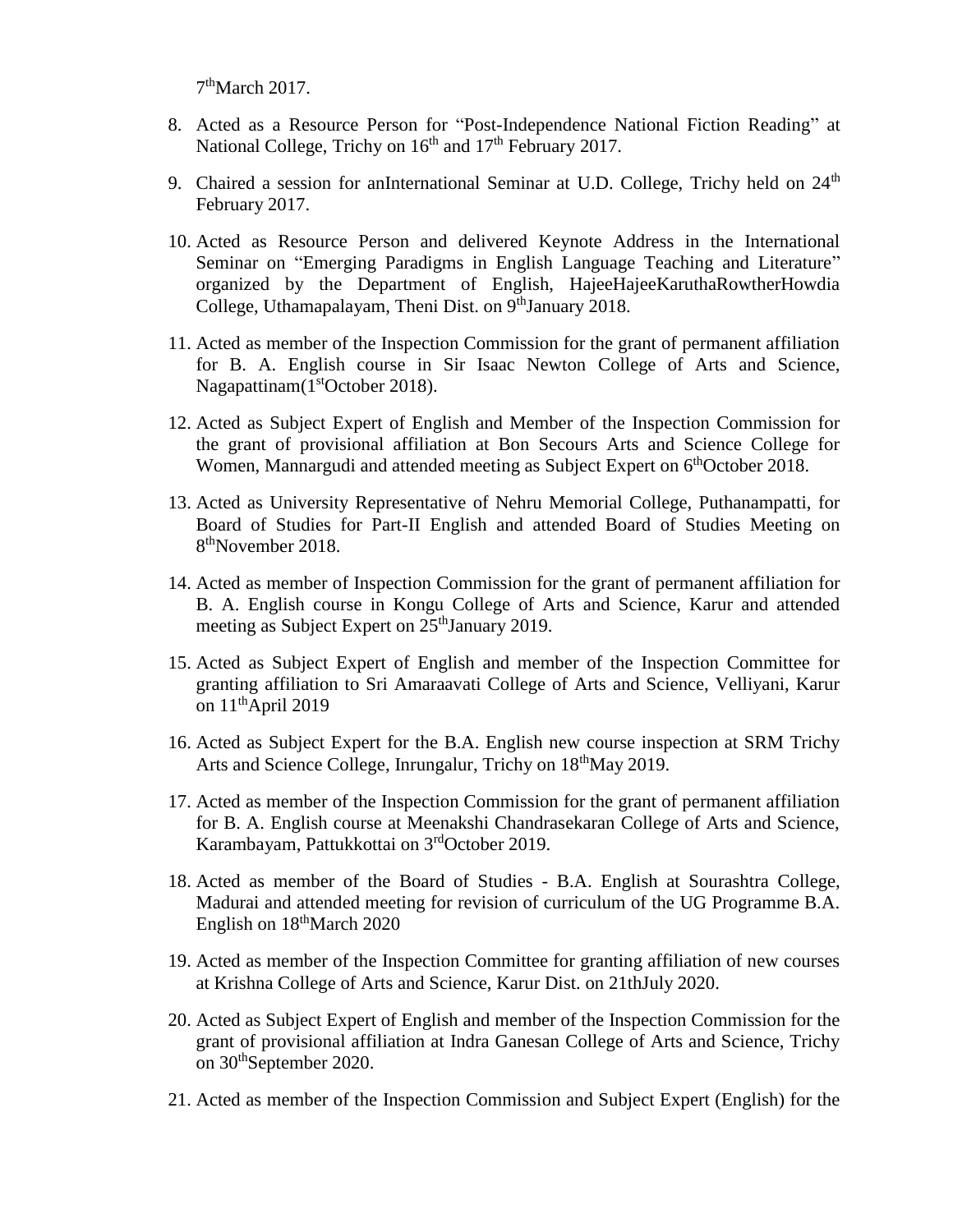7th March 2017.

8. Acted as a Resource Person for "Post-Independence National Fiction Reading" at National College, Trichy on 16th and 17th February 2017.
9. Chaired a session for anInternational Seminar at U.D. College, Trichy held on 24th February 2017.
10. Acted as Resource Person and delivered Keynote Address in the International Seminar on "Emerging Paradigms in English Language Teaching and Literature" organized by the Department of English, HajeeHajeeKaruthaRowtherHowdia College, Uthamapalayam, Theni Dist. on 9th January 2018.
11. Acted as member of the Inspection Commission for the grant of permanent affiliation for B. A. English course in Sir Isaac Newton College of Arts and Science, Nagapattinam(1st October 2018).
12. Acted as Subject Expert of English and Member of the Inspection Commission for the grant of provisional affiliation at Bon Secours Arts and Science College for Women, Mannargudi and attended meeting as Subject Expert on 6th October 2018.
13. Acted as University Representative of Nehru Memorial College, Puthanampatti, for Board of Studies for Part-II English and attended Board of Studies Meeting on 8th November 2018.
14. Acted as member of Inspection Commission for the grant of permanent affiliation for B. A. English course in Kongu College of Arts and Science, Karur and attended meeting as Subject Expert on 25th January 2019.
15. Acted as Subject Expert of English and member of the Inspection Committee for granting affiliation to Sri Amaraavati College of Arts and Science, Velliyani, Karur on 11th April 2019
16. Acted as Subject Expert for the B.A. English new course inspection at SRM Trichy Arts and Science College, Inrungalur, Trichy on 18th May 2019.
17. Acted as member of the Inspection Commission for the grant of permanent affiliation for B. A. English course at Meenakshi Chandrasekaran College of Arts and Science, Karambayam, Pattukkottai on 3rd October 2019.
18. Acted as member of the Board of Studies - B.A. English at Sourashtra College, Madurai and attended meeting for revision of curriculum of the UG Programme B.A. English on 18th March 2020
19. Acted as member of the Inspection Committee for granting affiliation of new courses at Krishna College of Arts and Science, Karur Dist. on 21thJuly 2020.
20. Acted as Subject Expert of English and member of the Inspection Commission for the grant of provisional affiliation at Indra Ganesan College of Arts and Science, Trichy on 30th September 2020.
21. Acted as member of the Inspection Commission and Subject Expert (English) for the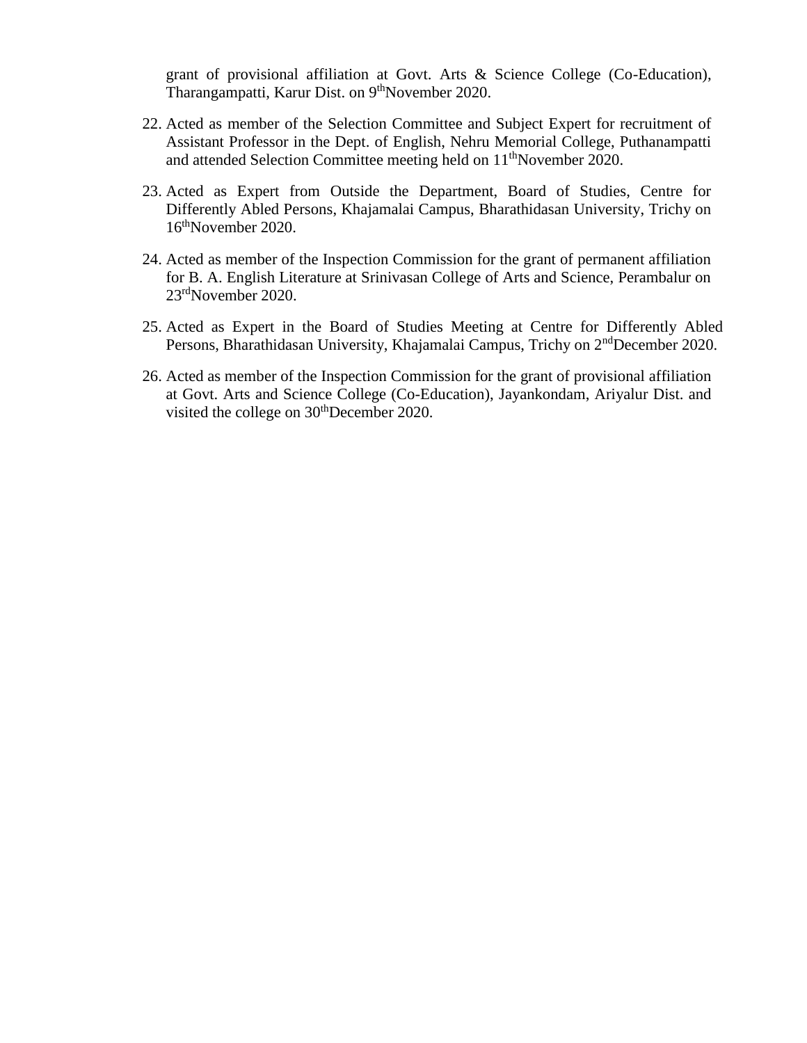grant of provisional affiliation at Govt. Arts & Science College (Co-Education), Tharangampatti, Karur Dist. on 9th November 2020.

22. Acted as member of the Selection Committee and Subject Expert for recruitment of Assistant Professor in the Dept. of English, Nehru Memorial College, Puthanampatti and attended Selection Committee meeting held on 11th November 2020.

23. Acted as Expert from Outside the Department, Board of Studies, Centre for Differently Abled Persons, Khajamalai Campus, Bharathidasan University, Trichy on 16th November 2020.

24. Acted as member of the Inspection Commission for the grant of permanent affiliation for B. A. English Literature at Srinivasan College of Arts and Science, Perambalur on 23rd November 2020.

25. Acted as Expert in the Board of Studies Meeting at Centre for Differently Abled Persons, Bharathidasan University, Khajamalai Campus, Trichy on 2nd December 2020.

26. Acted as member of the Inspection Commission for the grant of provisional affiliation at Govt. Arts and Science College (Co-Education), Jayankondam, Ariyalur Dist. and visited the college on 30th December 2020.